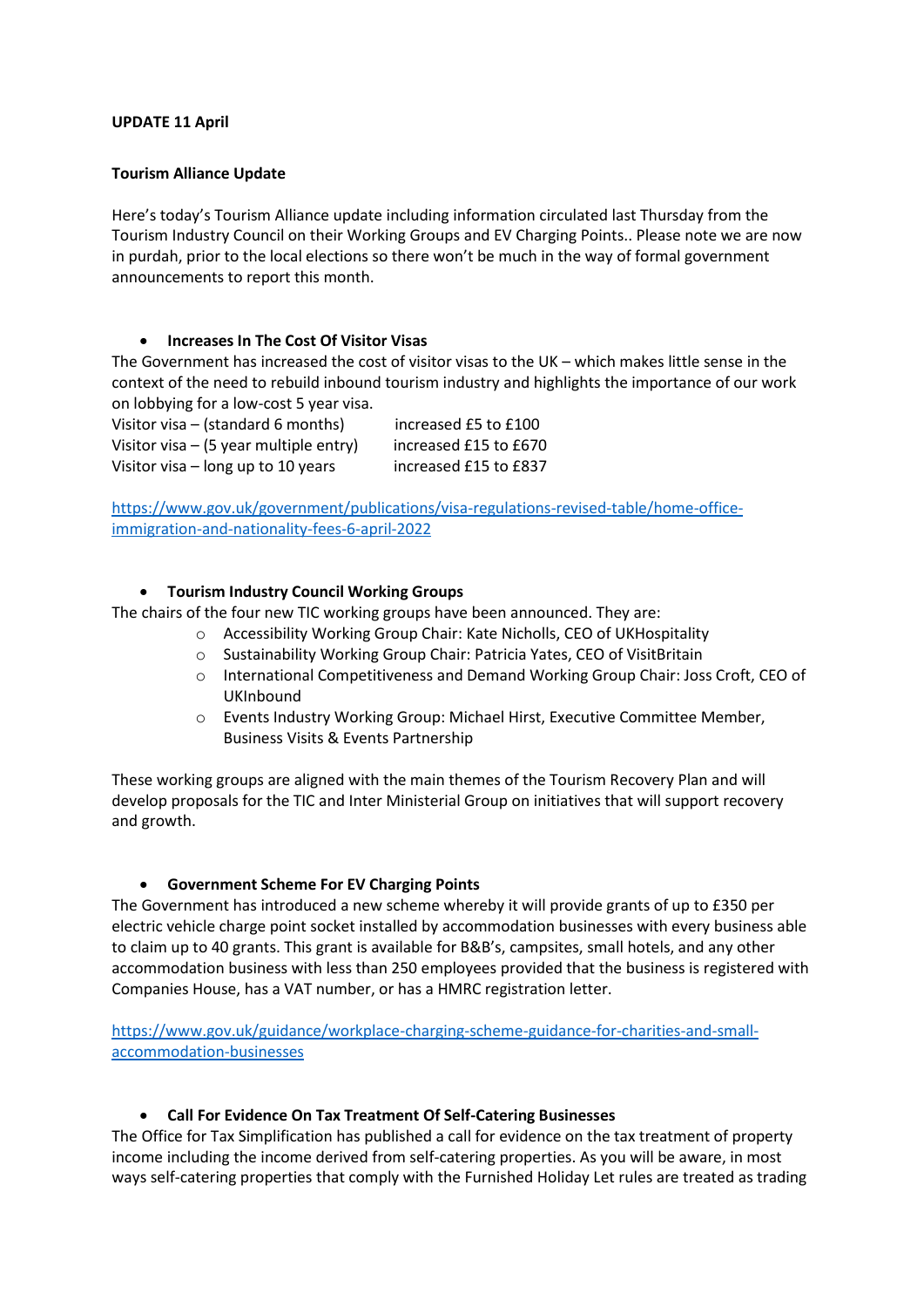**UPDATE 11 April**

**Tourism Alliance Update**

Here's today's Tourism Alliance update including information circulated last Thursday from the Tourism Industry Council on their Working Groups and EV Charging Points.. Please note we are now in purdah, prior to the local elections so there won't be much in the way of formal government announcements to report this month.

- **Increases In The Cost Of Visitor Visas**

The Government has increased the cost of visitor visas to the UK – which makes little sense in the context of the need to rebuild inbound tourism industry and highlights the importance of our work on lobbying for a low-cost 5 year visa.

| | |
|---|---|
| Visitor visa – (standard 6 months) | increased £5 to £100 |
| Visitor visa – (5 year multiple entry) | increased £15 to £670 |
| Visitor visa – long up to 10 years | increased £15 to £837 |

https://www.gov.uk/government/publications/visa-regulations-revised-table/home-office-immigration-and-nationality-fees-6-april-2022

- **Tourism Industry Council Working Groups**

The chairs of the four new TIC working groups have been announced. They are:

  - Accessibility Working Group Chair: Kate Nicholls, CEO of UKHospitality
  - Sustainability Working Group Chair: Patricia Yates, CEO of VisitBritain
  - International Competitiveness and Demand Working Group Chair: Joss Croft, CEO of UKInbound
  - Events Industry Working Group: Michael Hirst, Executive Committee Member, Business Visits & Events Partnership

These working groups are aligned with the main themes of the Tourism Recovery Plan and will develop proposals for the TIC and Inter Ministerial Group on initiatives that will support recovery and growth.

- **Government Scheme For EV Charging Points**

The Government has introduced a new scheme whereby it will provide grants of up to £350 per electric vehicle charge point socket installed by accommodation businesses with every business able to claim up to 40 grants. This grant is available for B&B's, campsites, small hotels, and any other accommodation business with less than 250 employees provided that the business is registered with Companies House, has a VAT number, or has a HMRC registration letter.

https://www.gov.uk/guidance/workplace-charging-scheme-guidance-for-charities-and-small-accommodation-businesses

- **Call For Evidence On Tax Treatment Of Self-Catering Businesses**

The Office for Tax Simplification has published a call for evidence on the tax treatment of property income including the income derived from self-catering properties. As you will be aware, in most ways self-catering properties that comply with the Furnished Holiday Let rules are treated as trading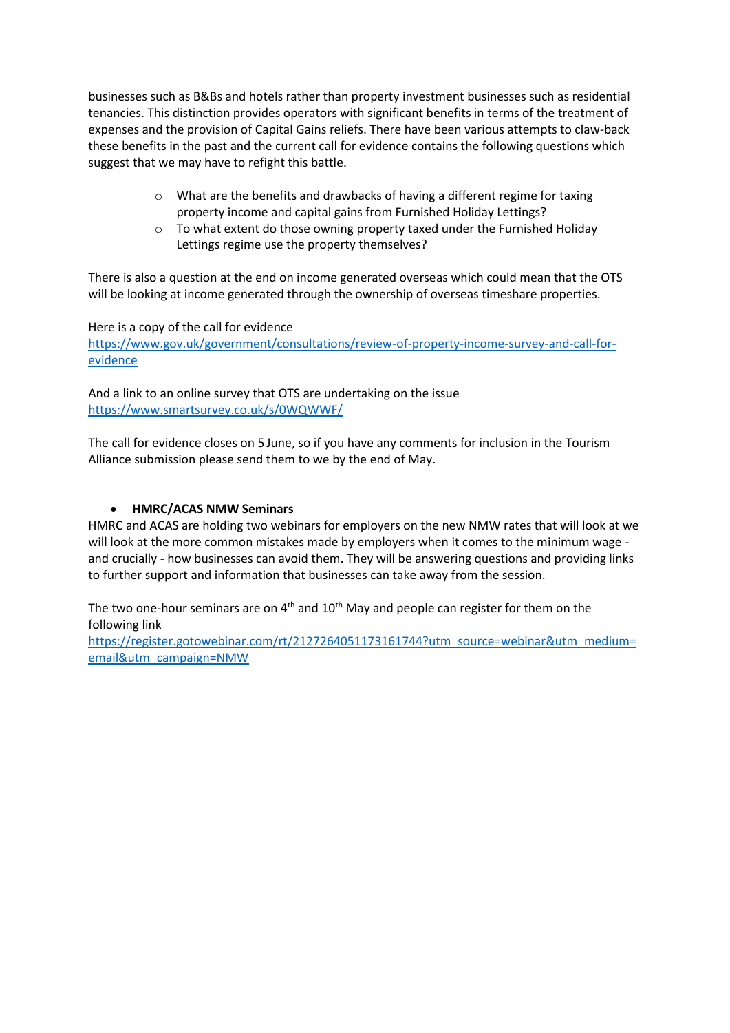businesses such as B&Bs and hotels rather than property investment businesses such as residential tenancies. This distinction provides operators with significant benefits in terms of the treatment of expenses and the provision of Capital Gains reliefs. There have been various attempts to claw-back these benefits in the past and the current call for evidence contains the following questions which suggest that we may have to refight this battle.

- What are the benefits and drawbacks of having a different regime for taxing property income and capital gains from Furnished Holiday Lettings?
- To what extent do those owning property taxed under the Furnished Holiday Lettings regime use the property themselves?

There is also a question at the end on income generated overseas which could mean that the OTS will be looking at income generated through the ownership of overseas timeshare properties.

Here is a copy of the call for evidence
https://www.gov.uk/government/consultations/review-of-property-income-survey-and-call-for-evidence

And a link to an online survey that OTS are undertaking on the issue
https://www.smartsurvey.co.uk/s/0WQWWF/

The call for evidence closes on 5 June, so if you have any comments for inclusion in the Tourism Alliance submission please send them to we by the end of May.

- **HMRC/ACAS NMW Seminars**

HMRC and ACAS are holding two webinars for employers on the new NMW rates that will look at we will look at the more common mistakes made by employers when it comes to the minimum wage - and crucially - how businesses can avoid them. They will be answering questions and providing links to further support and information that businesses can take away from the session.

The two one-hour seminars are on 4th and 10th May and people can register for them on the following link
https://register.gotowebinar.com/rt/2127264051173161744?utm_source=webinar&utm_medium=email&utm_campaign=NMW